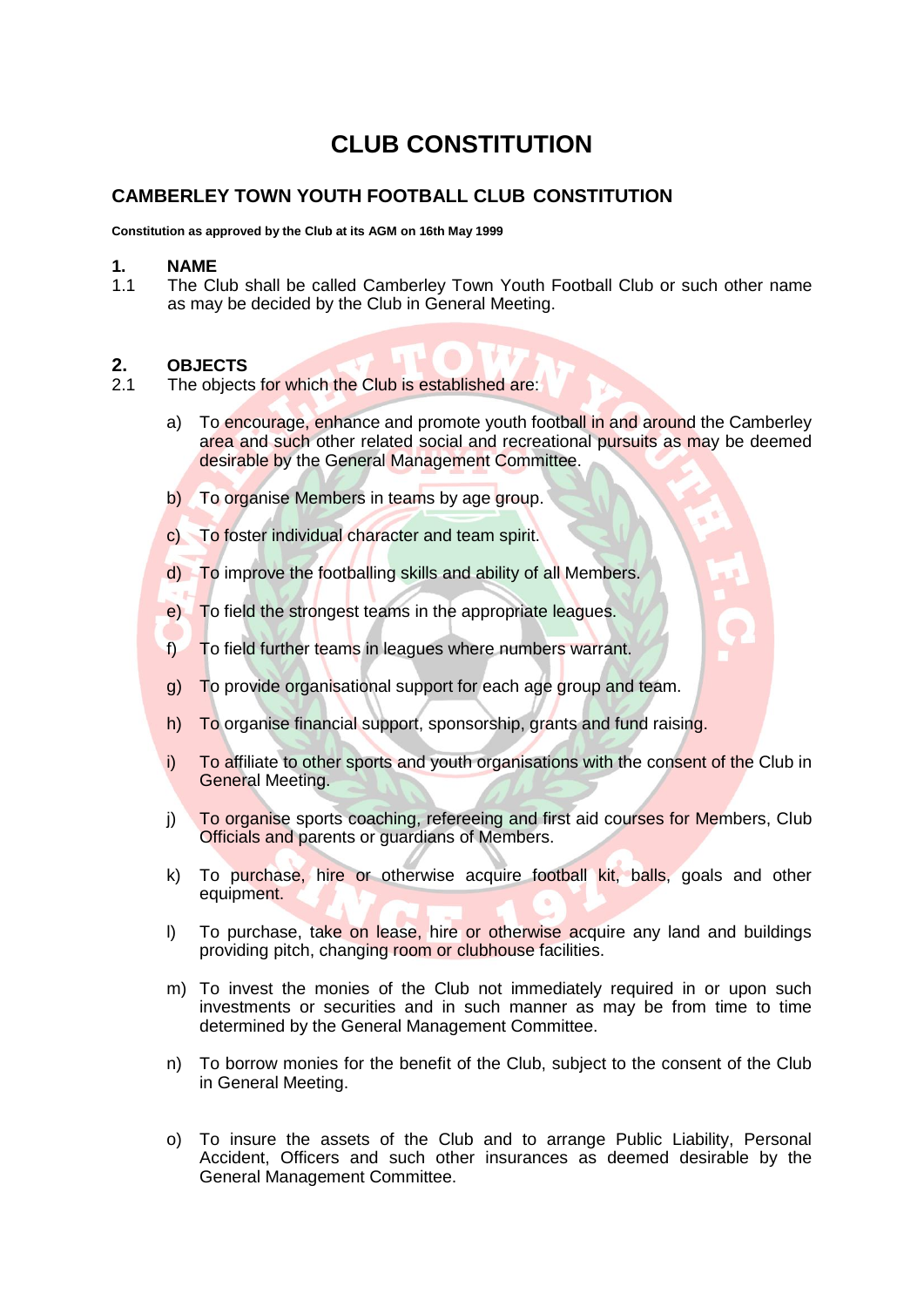# CLUB CONSTITUTION

## CAMBERLEY TOWN YOUTH FOOTBALL CLUB CONSTITUTION

**Constitution as approved by the Club at its AGM on 16th May 1999**

### 1. NAME

1.1 The Club shall be called Camberley Town Youth Football Club or such other name as may be decided by the Club in General Meeting.

### 2. OBJECTS

2.1 The objects for which the Club is established are:

a) To encourage, enhance and promote youth football in and around the Camberley area and such other related social and recreational pursuits as may be deemed desirable by the General Management Committee.

b) To organise Members in teams by age group.

c) To foster individual character and team spirit.

d) To improve the footballing skills and ability of all Members.

e) To field the strongest teams in the appropriate leagues.

f) To field further teams in leagues where numbers warrant.

g) To provide organisational support for each age group and team.

h) To organise financial support, sponsorship, grants and fund raising.

i) To affiliate to other sports and youth organisations with the consent of the Club in General Meeting.

j) To organise sports coaching, refereeing and first aid courses for Members, Club Officials and parents or guardians of Members.

k) To purchase, hire or otherwise acquire football kit, balls, goals and other equipment.

l) To purchase, take on lease, hire or otherwise acquire any land and buildings providing pitch, changing room or clubhouse facilities.

m) To invest the monies of the Club not immediately required in or upon such investments or securities and in such manner as may be from time to time determined by the General Management Committee.

n) To borrow monies for the benefit of the Club, subject to the consent of the Club in General Meeting.

o) To insure the assets of the Club and to arrange Public Liability, Personal Accident, Officers and such other insurances as deemed desirable by the General Management Committee.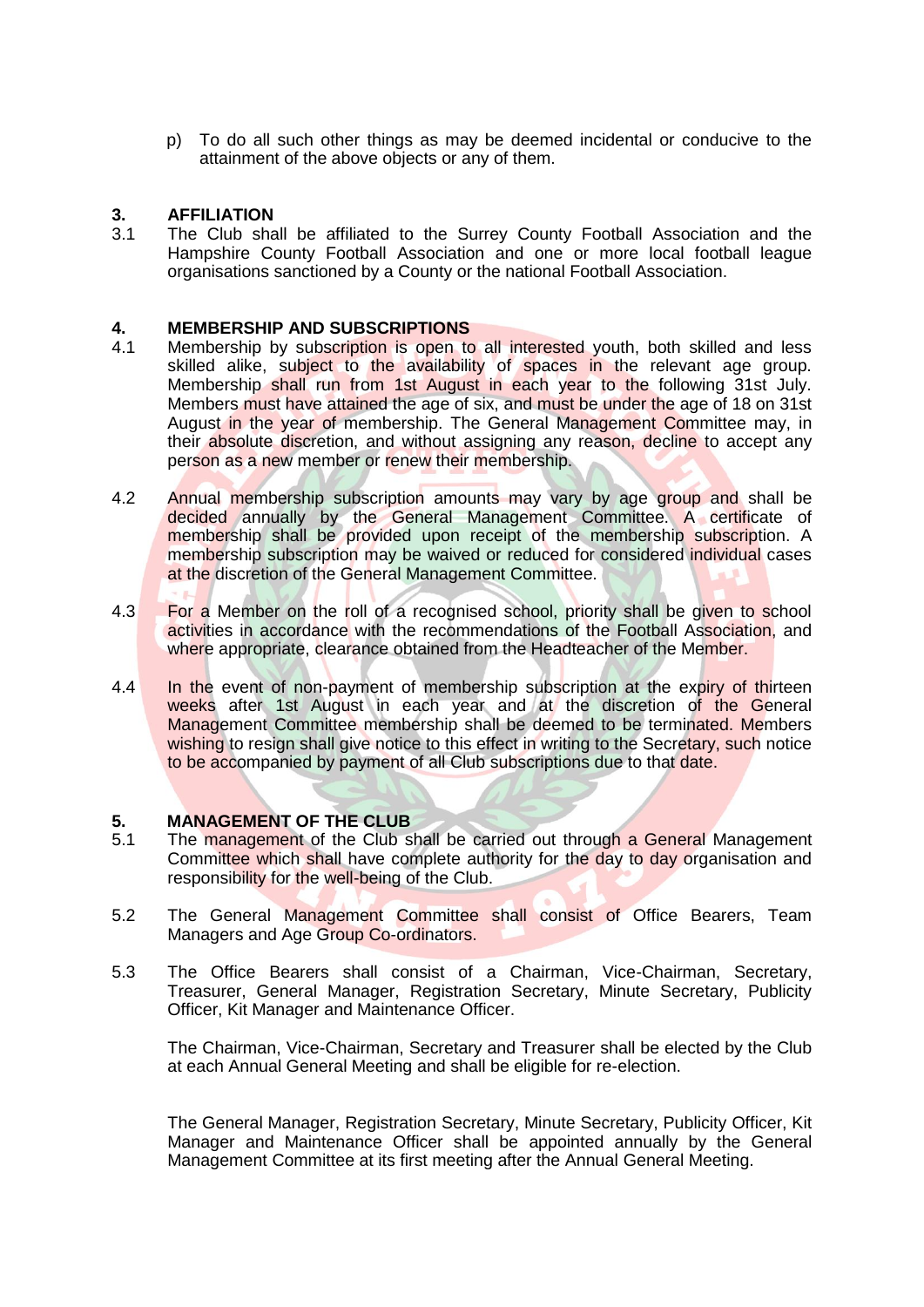p) To do all such other things as may be deemed incidental or conducive to the attainment of the above objects or any of them.

## 3. AFFILIATION

3.1 The Club shall be affiliated to the Surrey County Football Association and the Hampshire County Football Association and one or more local football league organisations sanctioned by a County or the national Football Association.

## 4. MEMBERSHIP AND SUBSCRIPTIONS

4.1 Membership by subscription is open to all interested youth, both skilled and less skilled alike, subject to the availability of spaces in the relevant age group. Membership shall run from 1st August in each year to the following 31st July. Members must have attained the age of six, and must be under the age of 18 on 31st August in the year of membership. The General Management Committee may, in their absolute discretion, and without assigning any reason, decline to accept any person as a new member or renew their membership.

4.2 Annual membership subscription amounts may vary by age group and shall be decided annually by the General Management Committee. A certificate of membership shall be provided upon receipt of the membership subscription. A membership subscription may be waived or reduced for considered individual cases at the discretion of the General Management Committee.

4.3 For a Member on the roll of a recognised school, priority shall be given to school activities in accordance with the recommendations of the Football Association, and where appropriate, clearance obtained from the Headteacher of the Member.

4.4 In the event of non-payment of membership subscription at the expiry of thirteen weeks after 1st August in each year and at the discretion of the General Management Committee membership shall be deemed to be terminated. Members wishing to resign shall give notice to this effect in writing to the Secretary, such notice to be accompanied by payment of all Club subscriptions due to that date.

## 5. MANAGEMENT OF THE CLUB

5.1 The management of the Club shall be carried out through a General Management Committee which shall have complete authority for the day to day organisation and responsibility for the well-being of the Club.

5.2 The General Management Committee shall consist of Office Bearers, Team Managers and Age Group Co-ordinators.

5.3 The Office Bearers shall consist of a Chairman, Vice-Chairman, Secretary, Treasurer, General Manager, Registration Secretary, Minute Secretary, Publicity Officer, Kit Manager and Maintenance Officer.

The Chairman, Vice-Chairman, Secretary and Treasurer shall be elected by the Club at each Annual General Meeting and shall be eligible for re-election.

The General Manager, Registration Secretary, Minute Secretary, Publicity Officer, Kit Manager and Maintenance Officer shall be appointed annually by the General Management Committee at its first meeting after the Annual General Meeting.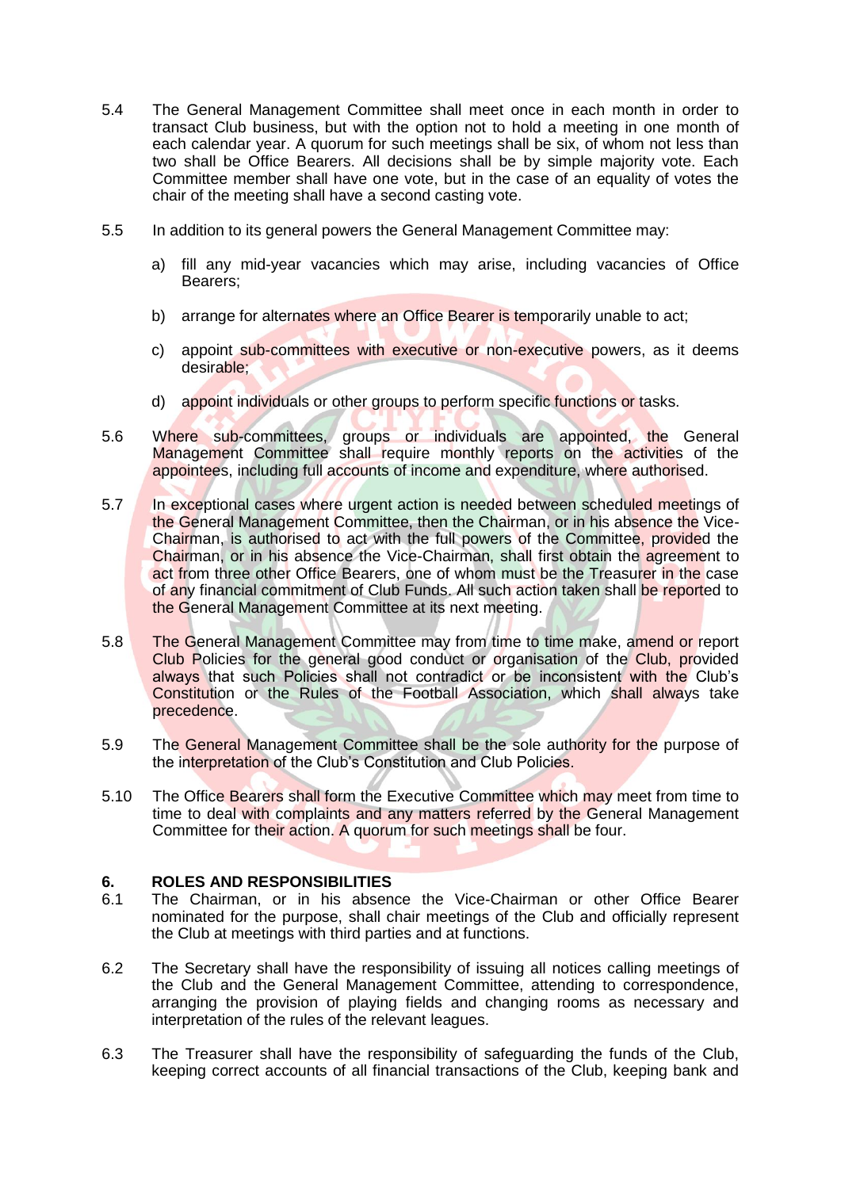5.4 The General Management Committee shall meet once in each month in order to transact Club business, but with the option not to hold a meeting in one month of each calendar year. A quorum for such meetings shall be six, of whom not less than two shall be Office Bearers. All decisions shall be by simple majority vote. Each Committee member shall have one vote, but in the case of an equality of votes the chair of the meeting shall have a second casting vote.

5.5 In addition to its general powers the General Management Committee may:

a) fill any mid-year vacancies which may arise, including vacancies of Office Bearers;

b) arrange for alternates where an Office Bearer is temporarily unable to act;

c) appoint sub-committees with executive or non-executive powers, as it deems desirable;

d) appoint individuals or other groups to perform specific functions or tasks.

5.6 Where sub-committees, groups or individuals are appointed, the General Management Committee shall require monthly reports on the activities of the appointees, including full accounts of income and expenditure, where authorised.

5.7 In exceptional cases where urgent action is needed between scheduled meetings of the General Management Committee, then the Chairman, or in his absence the Vice-Chairman, is authorised to act with the full powers of the Committee, provided the Chairman, or in his absence the Vice-Chairman, shall first obtain the agreement to act from three other Office Bearers, one of whom must be the Treasurer in the case of any financial commitment of Club Funds. All such action taken shall be reported to the General Management Committee at its next meeting.

5.8 The General Management Committee may from time to time make, amend or report Club Policies for the general good conduct or organisation of the Club, provided always that such Policies shall not contradict or be inconsistent with the Club's Constitution or the Rules of the Football Association, which shall always take precedence.

5.9 The General Management Committee shall be the sole authority for the purpose of the interpretation of the Club's Constitution and Club Policies.

5.10 The Office Bearers shall form the Executive Committee which may meet from time to time to deal with complaints and any matters referred by the General Management Committee for their action. A quorum for such meetings shall be four.

## 6. ROLES AND RESPONSIBILITIES

6.1 The Chairman, or in his absence the Vice-Chairman or other Office Bearer nominated for the purpose, shall chair meetings of the Club and officially represent the Club at meetings with third parties and at functions.

6.2 The Secretary shall have the responsibility of issuing all notices calling meetings of the Club and the General Management Committee, attending to correspondence, arranging the provision of playing fields and changing rooms as necessary and interpretation of the rules of the relevant leagues.

6.3 The Treasurer shall have the responsibility of safeguarding the funds of the Club, keeping correct accounts of all financial transactions of the Club, keeping bank and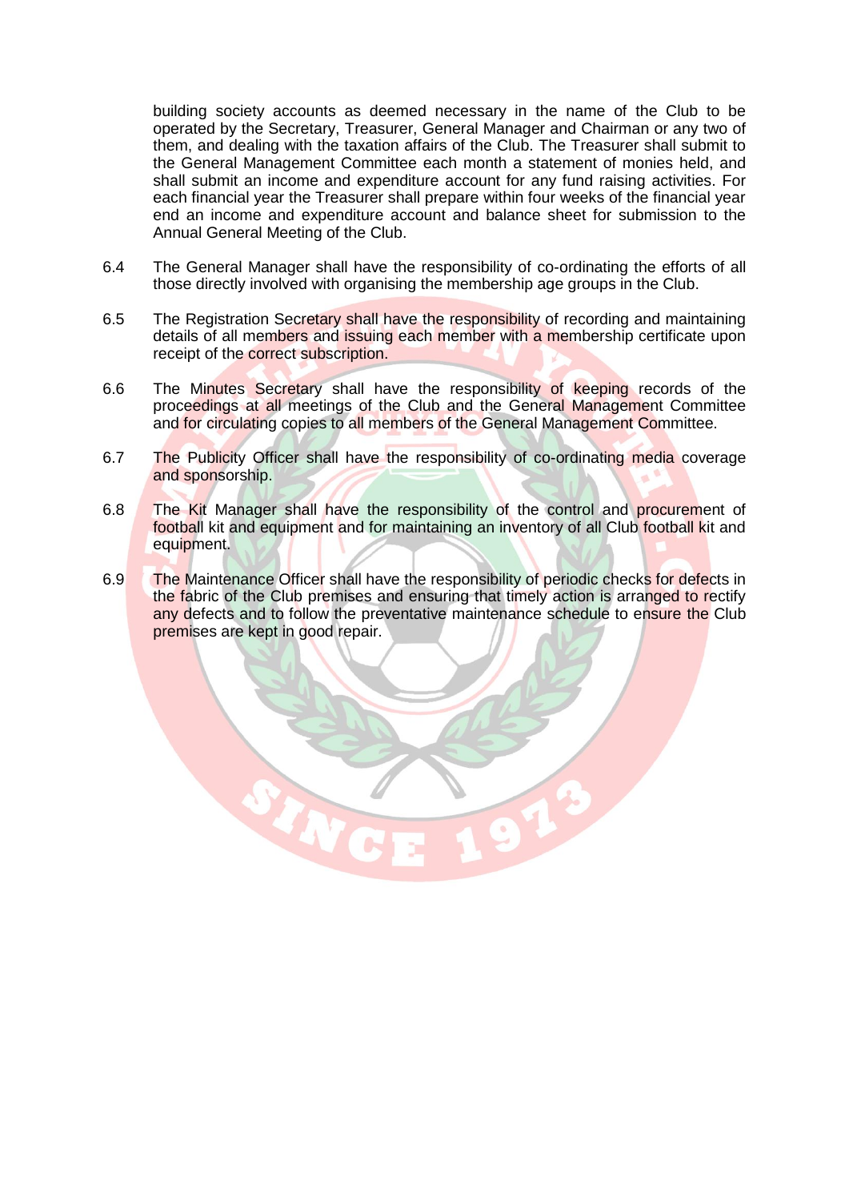building society accounts as deemed necessary in the name of the Club to be operated by the Secretary, Treasurer, General Manager and Chairman or any two of them, and dealing with the taxation affairs of the Club. The Treasurer shall submit to the General Management Committee each month a statement of monies held, and shall submit an income and expenditure account for any fund raising activities. For each financial year the Treasurer shall prepare within four weeks of the financial year end an income and expenditure account and balance sheet for submission to the Annual General Meeting of the Club.

6.4 The General Manager shall have the responsibility of co-ordinating the efforts of all those directly involved with organising the membership age groups in the Club.

6.5 The Registration Secretary shall have the responsibility of recording and maintaining details of all members and issuing each member with a membership certificate upon receipt of the correct subscription.

6.6 The Minutes Secretary shall have the responsibility of keeping records of the proceedings at all meetings of the Club and the General Management Committee and for circulating copies to all members of the General Management Committee.

6.7 The Publicity Officer shall have the responsibility of co-ordinating media coverage and sponsorship.

6.8 The Kit Manager shall have the responsibility of the control and procurement of football kit and equipment and for maintaining an inventory of all Club football kit and equipment.

6.9 The Maintenance Officer shall have the responsibility of periodic checks for defects in the fabric of the Club premises and ensuring that timely action is arranged to rectify any defects and to follow the preventative maintenance schedule to ensure the Club premises are kept in good repair.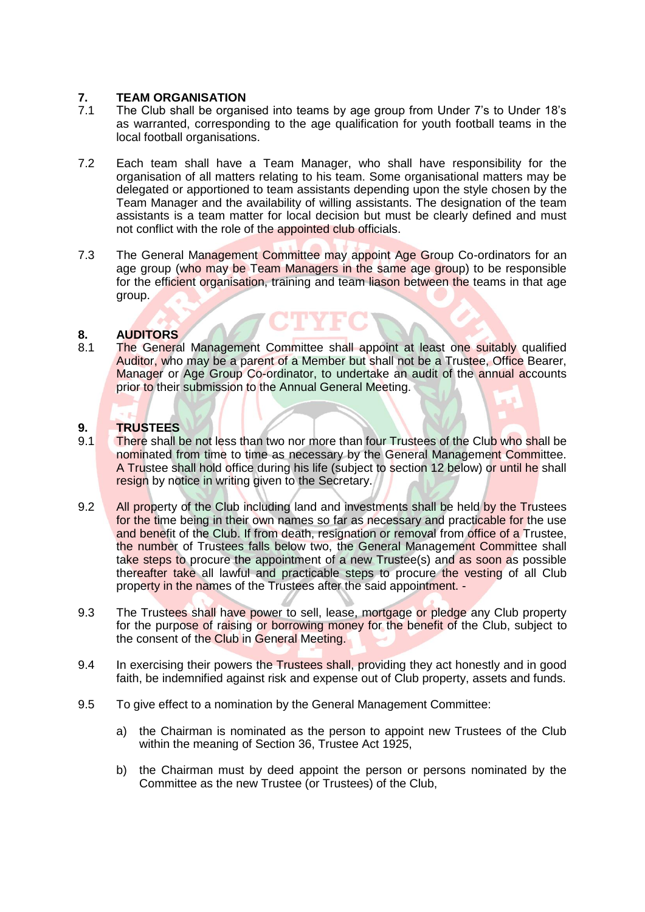## 7. TEAM ORGANISATION

7.1 The Club shall be organised into teams by age group from Under 7's to Under 18's as warranted, corresponding to the age qualification for youth football teams in the local football organisations.

7.2 Each team shall have a Team Manager, who shall have responsibility for the organisation of all matters relating to his team. Some organisational matters may be delegated or apportioned to team assistants depending upon the style chosen by the Team Manager and the availability of willing assistants. The designation of the team assistants is a team matter for local decision but must be clearly defined and must not conflict with the role of the appointed club officials.

7.3 The General Management Committee may appoint Age Group Co-ordinators for an age group (who may be Team Managers in the same age group) to be responsible for the efficient organisation, training and team liason between the teams in that age group.

## 8. AUDITORS

8.1 The General Management Committee shall appoint at least one suitably qualified Auditor, who may be a parent of a Member but shall not be a Trustee, Office Bearer, Manager or Age Group Co-ordinator, to undertake an audit of the annual accounts prior to their submission to the Annual General Meeting.

## 9. TRUSTEES

9.1 There shall be not less than two nor more than four Trustees of the Club who shall be nominated from time to time as necessary by the General Management Committee. A Trustee shall hold office during his life (subject to section 12 below) or until he shall resign by notice in writing given to the Secretary.

9.2 All property of the Club including land and investments shall be held by the Trustees for the time being in their own names so far as necessary and practicable for the use and benefit of the Club. If from death, resignation or removal from office of a Trustee, the number of Trustees falls below two, the General Management Committee shall take steps to procure the appointment of a new Trustee(s) and as soon as possible thereafter take all lawful and practicable steps to procure the vesting of all Club property in the names of the Trustees after the said appointment. -

9.3 The Trustees shall have power to sell, lease, mortgage or pledge any Club property for the purpose of raising or borrowing money for the benefit of the Club, subject to the consent of the Club in General Meeting.

9.4 In exercising their powers the Trustees shall, providing they act honestly and in good faith, be indemnified against risk and expense out of Club property, assets and funds.

9.5 To give effect to a nomination by the General Management Committee:

a) the Chairman is nominated as the person to appoint new Trustees of the Club within the meaning of Section 36, Trustee Act 1925,

b) the Chairman must by deed appoint the person or persons nominated by the Committee as the new Trustee (or Trustees) of the Club,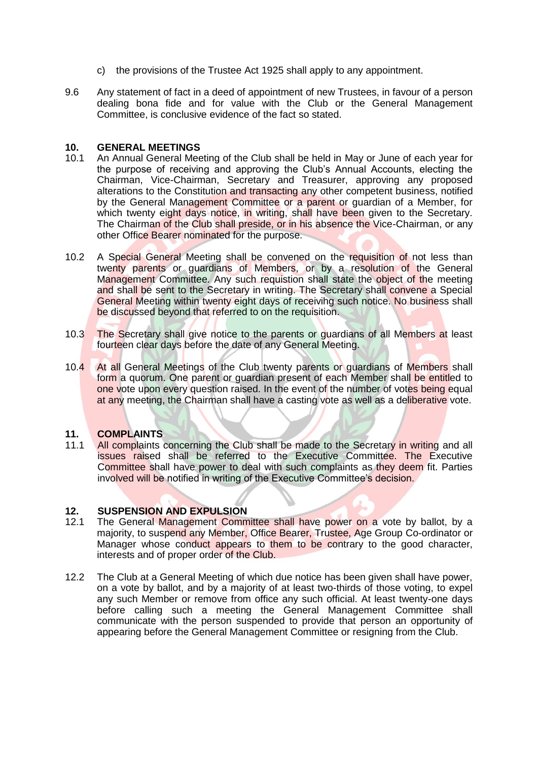c) the provisions of the Trustee Act 1925 shall apply to any appointment.

9.6 Any statement of fact in a deed of appointment of new Trustees, in favour of a person dealing bona fide and for value with the Club or the General Management Committee, is conclusive evidence of the fact so stated.

## 10. GENERAL MEETINGS

10.1 An Annual General Meeting of the Club shall be held in May or June of each year for the purpose of receiving and approving the Club's Annual Accounts, electing the Chairman, Vice-Chairman, Secretary and Treasurer, approving any proposed alterations to the Constitution and transacting any other competent business, notified by the General Management Committee or a parent or guardian of a Member, for which twenty eight days notice, in writing, shall have been given to the Secretary. The Chairman of the Club shall preside, or in his absence the Vice-Chairman, or any other Office Bearer nominated for the purpose.

10.2 A Special General Meeting shall be convened on the requisition of not less than twenty parents or guardians of Members, or by a resolution of the General Management Committee. Any such requistion shall state the object of the meeting and shall be sent to the Secretary in writing. The Secretary shall convene a Special General Meeting within twenty eight days of receivihg such notice. No business shall be discussed beyond that referred to on the requisition.

10.3 The Secretary shall give notice to the parents or guardians of all Members at least fourteen clear days before the date of any General Meeting.

10.4 At all General Meetings of the Club twenty parents or guardians of Members shall form a quorum. One parent or guardian present of each Member shall be entitled to one vote upon every question raised. In the event of the number of votes being equal at any meeting, the Chairman shall have a casting vote as well as a deliberative vote.

## 11. COMPLAINTS

11.1 All complaints concerning the Club shall be made to the Secretary in writing and all issues raised shall be referred to the Executive Committee. The Executive Committee shall have power to deal with such complaints as they deem fit. Parties involved will be notified in writing of the Executive Committee's decision.

## 12. SUSPENSION AND EXPULSION

12.1 The General Management Committee shall have power on a vote by ballot, by a majority, to suspend any Member, Office Bearer, Trustee, Age Group Co-ordinator or Manager whose conduct appears to them to be contrary to the good character, interests and of proper order of the Club.

12.2 The Club at a General Meeting of which due notice has been given shall have power, on a vote by ballot, and by a majority of at least two-thirds of those voting, to expel any such Member or remove from office any such official. At least twenty-one days before calling such a meeting the General Management Committee shall communicate with the person suspended to provide that person an opportunity of appearing before the General Management Committee or resigning from the Club.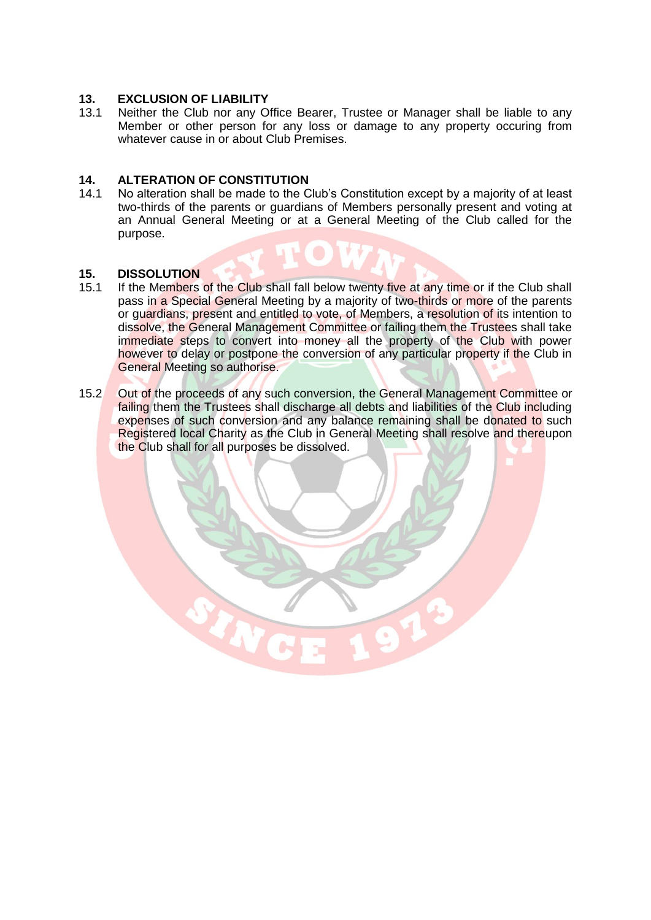## 13. EXCLUSION OF LIABILITY

13.1 Neither the Club nor any Office Bearer, Trustee or Manager shall be liable to any Member or other person for any loss or damage to any property occuring from whatever cause in or about Club Premises.

## 14. ALTERATION OF CONSTITUTION

14.1 No alteration shall be made to the Club's Constitution except by a majority of at least two-thirds of the parents or guardians of Members personally present and voting at an Annual General Meeting or at a General Meeting of the Club called for the purpose.

## 15. DISSOLUTION

15.1 If the Members of the Club shall fall below twenty five at any time or if the Club shall pass in a Special General Meeting by a majority of two-thirds or more of the parents or guardians, present and entitled to vote, of Members, a resolution of its intention to dissolve, the General Management Committee or failing them the Trustees shall take immediate steps to convert into money all the property of the Club with power however to delay or postpone the conversion of any particular property if the Club in General Meeting so authorise.

15.2 Out of the proceeds of any such conversion, the General Management Committee or failing them the Trustees shall discharge all debts and liabilities of the Club including expenses of such conversion and any balance remaining shall be donated to such Registered local Charity as the Club in General Meeting shall resolve and thereupon the Club shall for all purposes be dissolved.